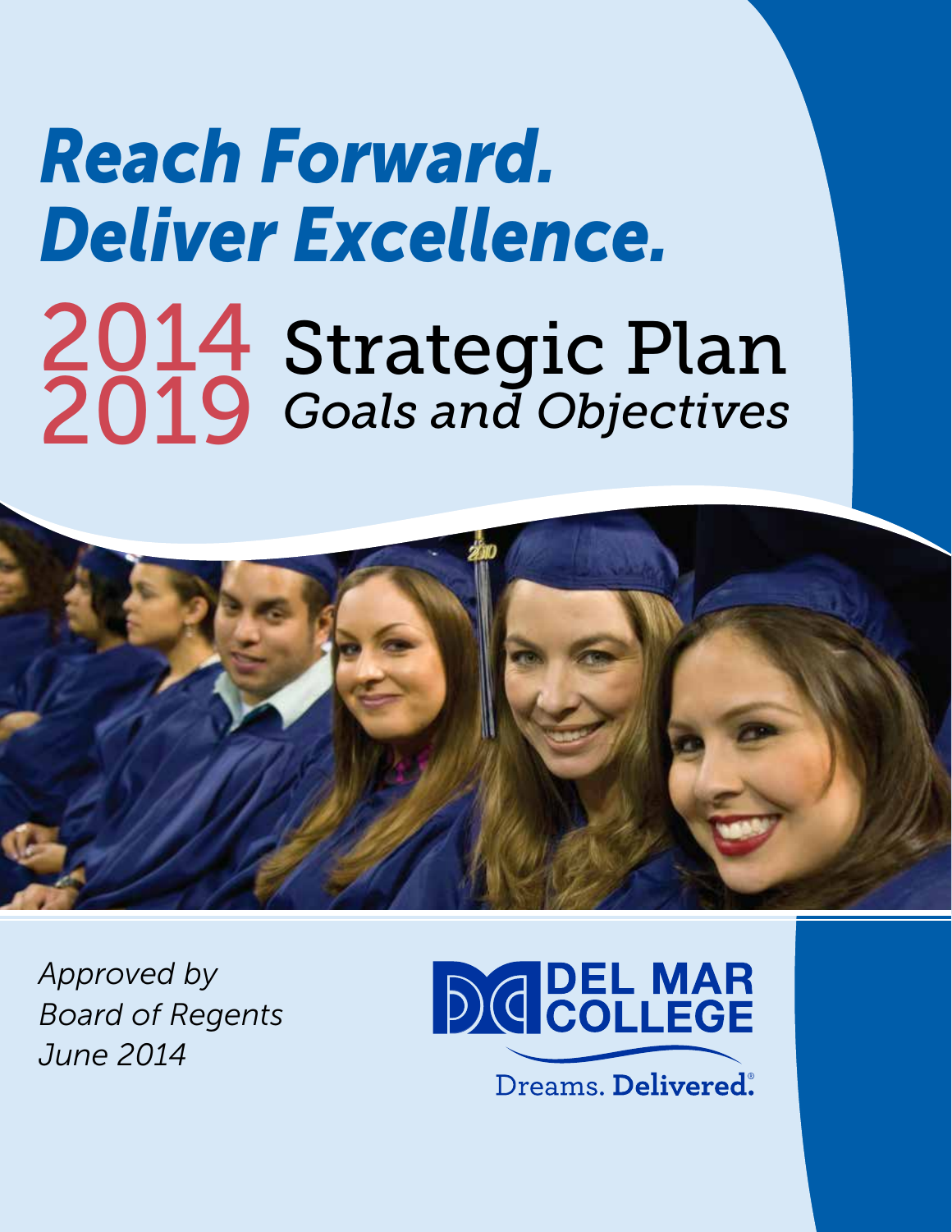# *Reach Forward. Deliver Excellence.*

## 2014 2019 Strategic Plan

### *Goals and Objectives*

*Approved by Board of Regents June 2014*

DEL MAR COLLEGE

Dreams. **Delivered.**®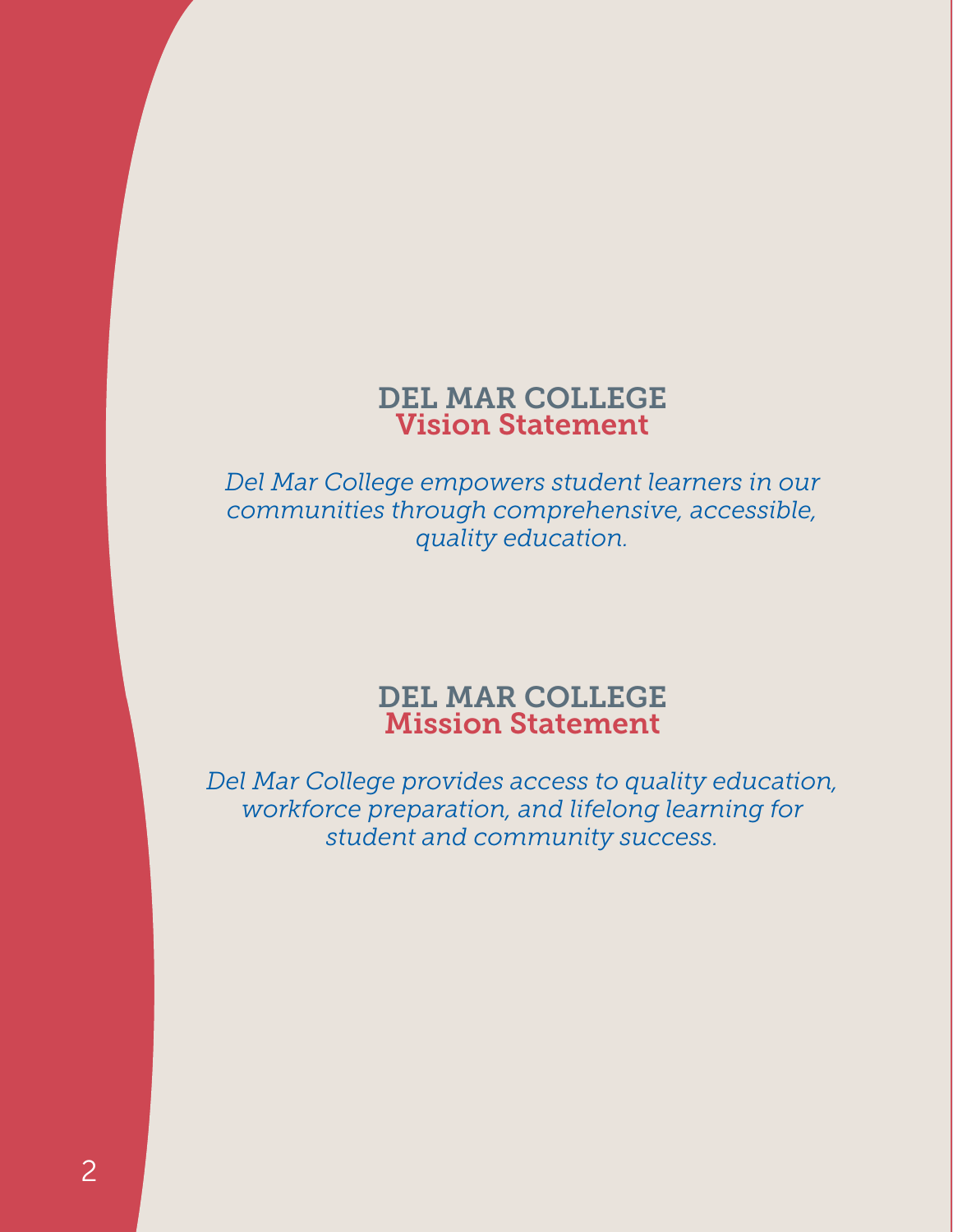## DEL MAR COLLEGE
## Vision Statement

*Del Mar College empowers student learners in our communities through comprehensive, accessible, quality education.*

## DEL MAR COLLEGE
## Mission Statement

*Del Mar College provides access to quality education, workforce preparation, and lifelong learning for student and community success.*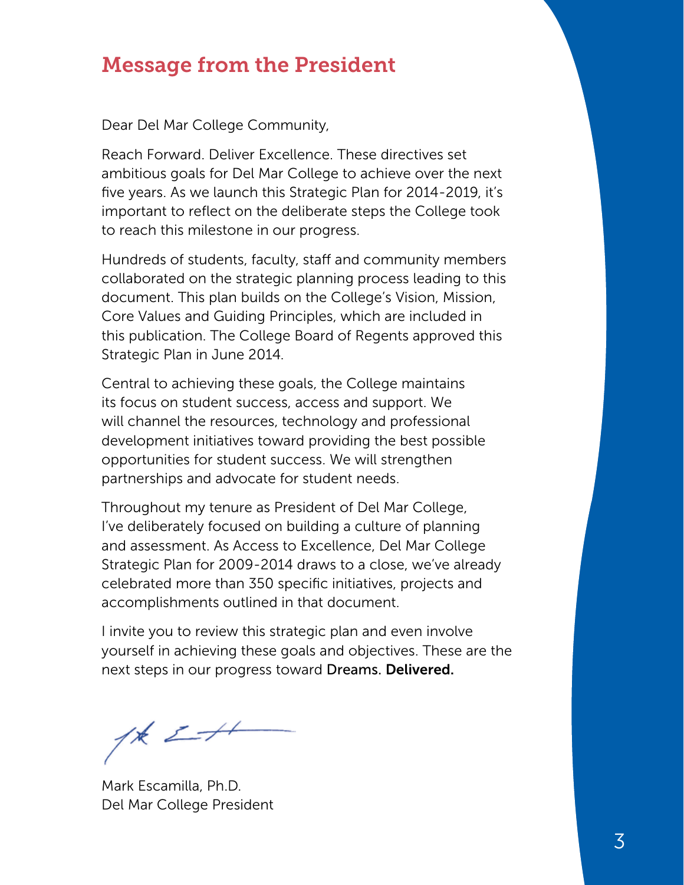## Message from the President

Dear Del Mar College Community,

Reach Forward. Deliver Excellence. These directives set ambitious goals for Del Mar College to achieve over the next five years. As we launch this Strategic Plan for 2014-2019, it's important to reflect on the deliberate steps the College took to reach this milestone in our progress.

Hundreds of students, faculty, staff and community members collaborated on the strategic planning process leading to this document. This plan builds on the College's Vision, Mission, Core Values and Guiding Principles, which are included in this publication. The College Board of Regents approved this Strategic Plan in June 2014.

Central to achieving these goals, the College maintains its focus on student success, access and support. We will channel the resources, technology and professional development initiatives toward providing the best possible opportunities for student success. We will strengthen partnerships and advocate for student needs.

Throughout my tenure as President of Del Mar College, I've deliberately focused on building a culture of planning and assessment. As Access to Excellence, Del Mar College Strategic Plan for 2009-2014 draws to a close, we've already celebrated more than 350 specific initiatives, projects and accomplishments outlined in that document.

I invite you to review this strategic plan and even involve yourself in achieving these goals and objectives. These are the next steps in our progress toward Dreams. **Delivered.**

Mark Escamilla, Ph.D.
Del Mar College President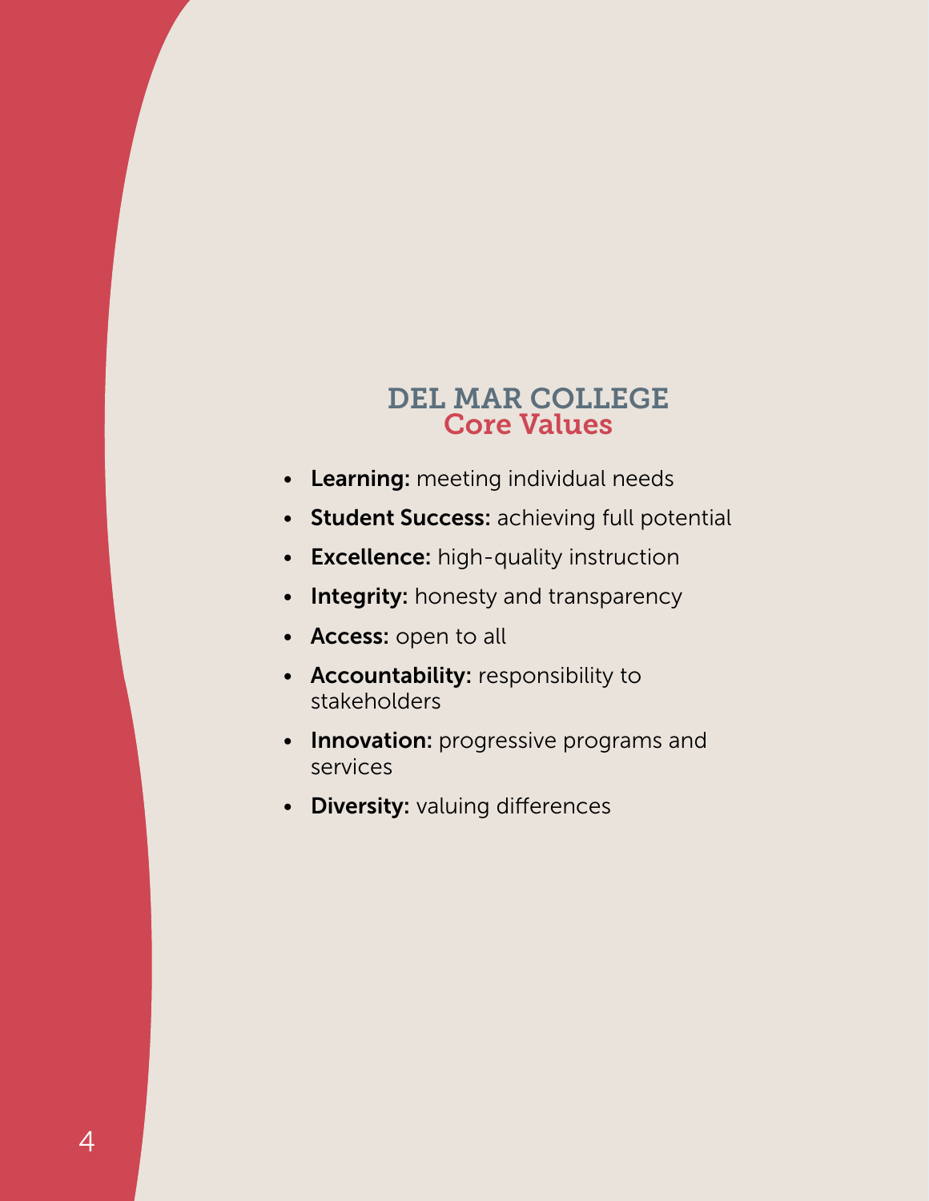# DEL MAR COLLEGE
## Core Values

- **Learning:** meeting individual needs
- **Student Success:** achieving full potential
- **Excellence:** high-quality instruction
- **Integrity:** honesty and transparency
- **Access:** open to all
- **Accountability:** responsibility to stakeholders
- **Innovation:** progressive programs and services
- **Diversity:** valuing differences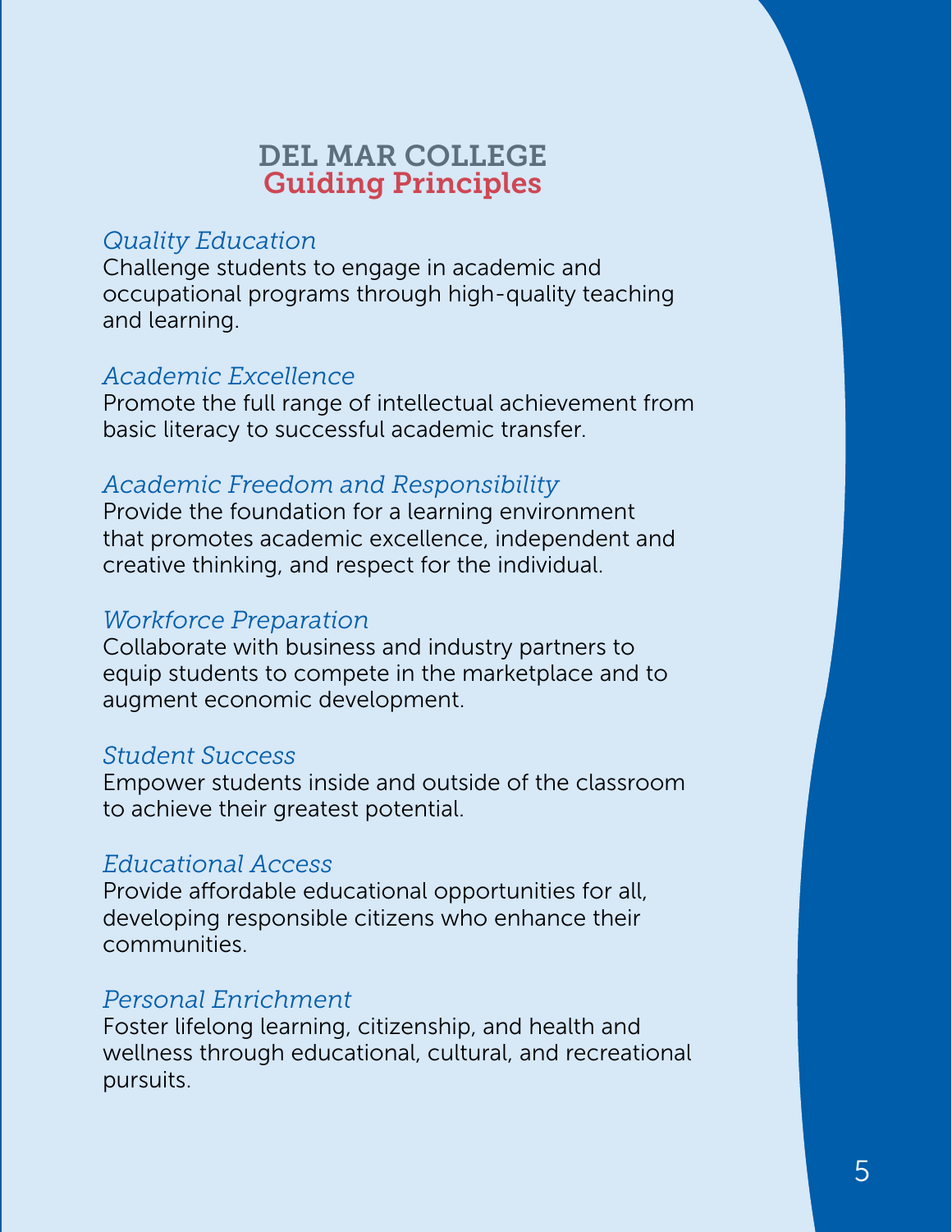# DEL MAR COLLEGE
## Guiding Principles

*Quality Education*
Challenge students to engage in academic and occupational programs through high-quality teaching and learning.

*Academic Excellence*
Promote the full range of intellectual achievement from basic literacy to successful academic transfer.

*Academic Freedom and Responsibility*
Provide the foundation for a learning environment that promotes academic excellence, independent and creative thinking, and respect for the individual.

*Workforce Preparation*
Collaborate with business and industry partners to equip students to compete in the marketplace and to augment economic development.

*Student Success*
Empower students inside and outside of the classroom to achieve their greatest potential.

*Educational Access*
Provide affordable educational opportunities for all, developing responsible citizens who enhance their communities.

*Personal Enrichment*
Foster lifelong learning, citizenship, and health and wellness through educational, cultural, and recreational pursuits.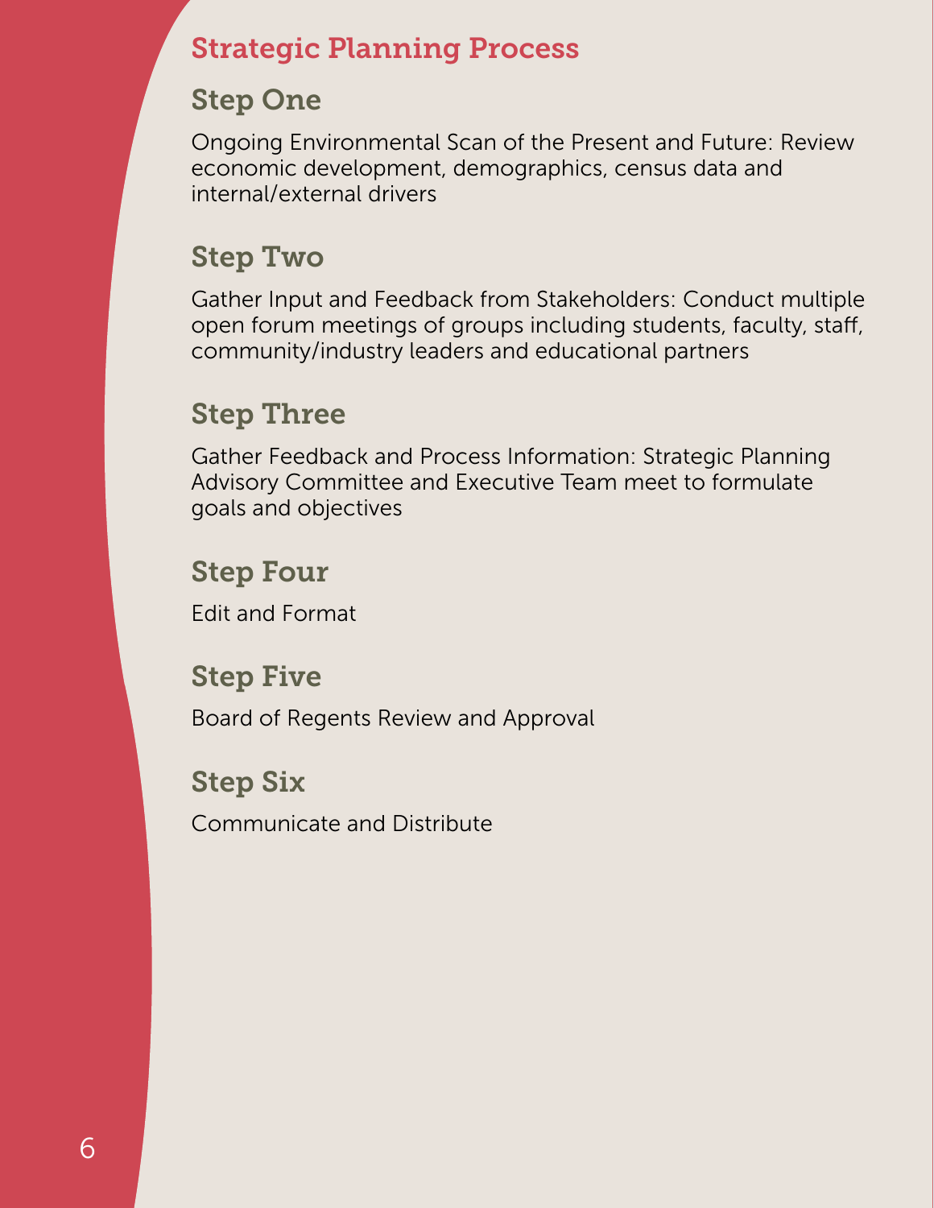## Strategic Planning Process

### Step One

Ongoing Environmental Scan of the Present and Future: Review economic development, demographics, census data and internal/external drivers

### Step Two

Gather Input and Feedback from Stakeholders: Conduct multiple open forum meetings of groups including students, faculty, staff, community/industry leaders and educational partners

### Step Three

Gather Feedback and Process Information: Strategic Planning Advisory Committee and Executive Team meet to formulate goals and objectives

### Step Four

Edit and Format

### Step Five

Board of Regents Review and Approval

### Step Six

Communicate and Distribute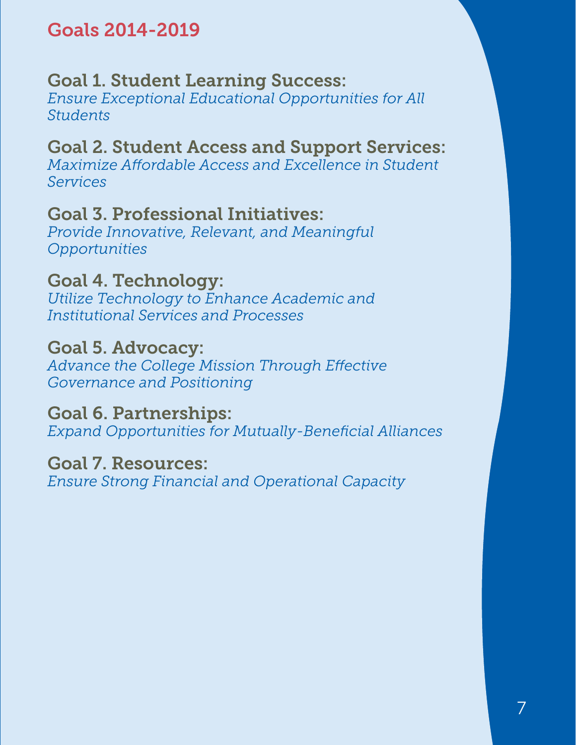## Goals 2014-2019

### Goal 1. Student Learning Success:
*Ensure Exceptional Educational Opportunities for All Students*

### Goal 2. Student Access and Support Services:
*Maximize Affordable Access and Excellence in Student Services*

### Goal 3. Professional Initiatives:
*Provide Innovative, Relevant, and Meaningful Opportunities*

### Goal 4. Technology:
*Utilize Technology to Enhance Academic and Institutional Services and Processes*

### Goal 5. Advocacy:
*Advance the College Mission Through Effective Governance and Positioning*

### Goal 6. Partnerships:
*Expand Opportunities for Mutually-Beneficial Alliances*

### Goal 7. Resources:
*Ensure Strong Financial and Operational Capacity*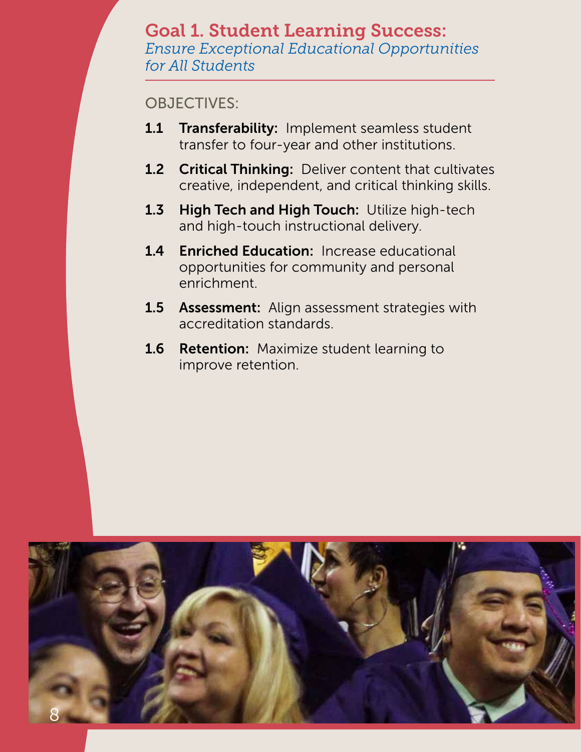## Goal 1. Student Learning Success:

*Ensure Exceptional Educational Opportunities for All Students*

OBJECTIVES:

**1.1 Transferability:** Implement seamless student transfer to four-year and other institutions.

**1.2 Critical Thinking:** Deliver content that cultivates creative, independent, and critical thinking skills.

**1.3 High Tech and High Touch:** Utilize high-tech and high-touch instructional delivery.

**1.4 Enriched Education:** Increase educational opportunities for community and personal enrichment.

**1.5 Assessment:** Align assessment strategies with accreditation standards.

**1.6 Retention:** Maximize student learning to improve retention.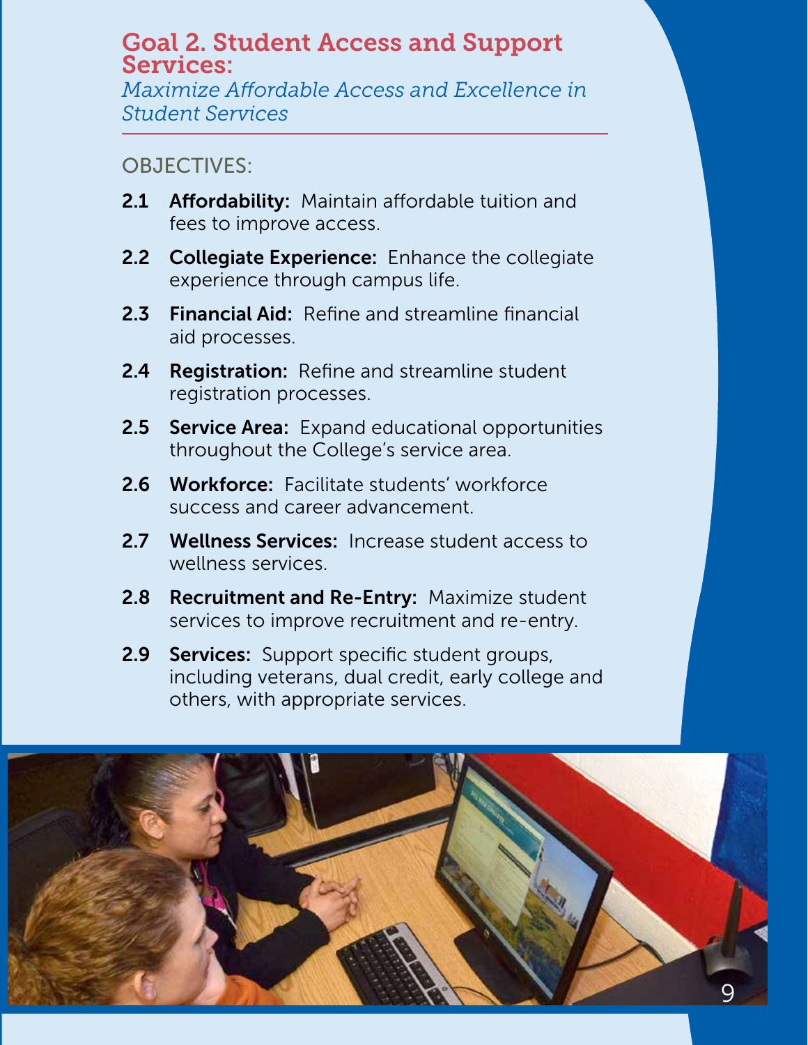## Goal 2. Student Access and Support Services:

*Maximize Affordable Access and Excellence in Student Services*

### OBJECTIVES:

**2.1 Affordability:** Maintain affordable tuition and fees to improve access.

**2.2 Collegiate Experience:** Enhance the collegiate experience through campus life.

**2.3 Financial Aid:** Refine and streamline financial aid processes.

**2.4 Registration:** Refine and streamline student registration processes.

**2.5 Service Area:** Expand educational opportunities throughout the College's service area.

**2.6 Workforce:** Facilitate students' workforce success and career advancement.

**2.7 Wellness Services:** Increase student access to wellness services.

**2.8 Recruitment and Re-Entry:** Maximize student services to improve recruitment and re-entry.

**2.9 Services:** Support specific student groups, including veterans, dual credit, early college and others, with appropriate services.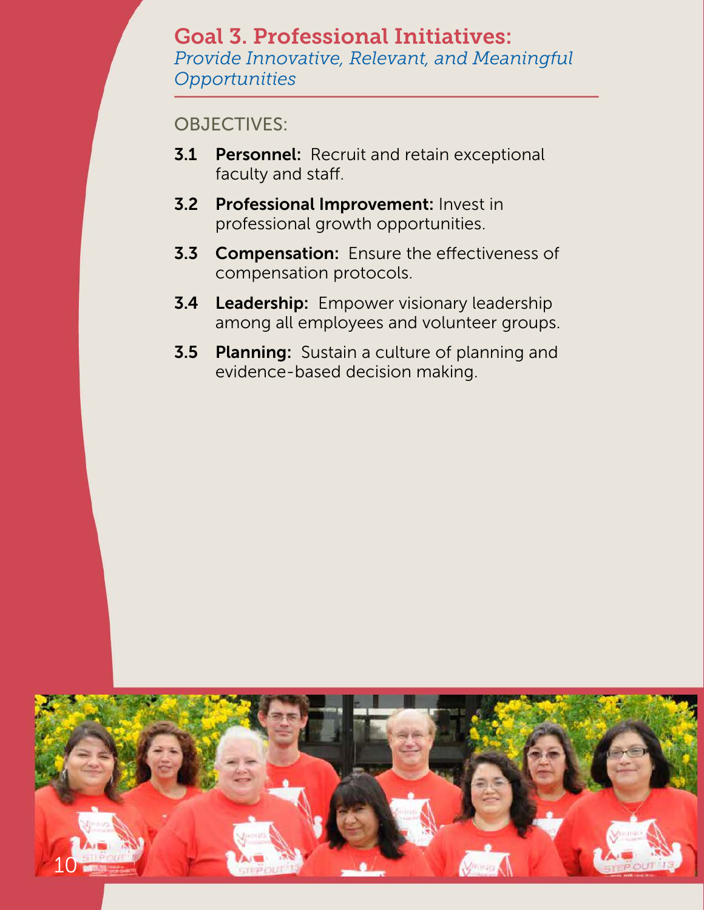# Goal 3. Professional Initiatives:

*Provide Innovative, Relevant, and Meaningful Opportunities*

OBJECTIVES:

**3.1 Personnel:** Recruit and retain exceptional faculty and staff.

**3.2 Professional Improvement:** Invest in professional growth opportunities.

**3.3 Compensation:** Ensure the effectiveness of compensation protocols.

**3.4 Leadership:** Empower visionary leadership among all employees and volunteer groups.

**3.5 Planning:** Sustain a culture of planning and evidence-based decision making.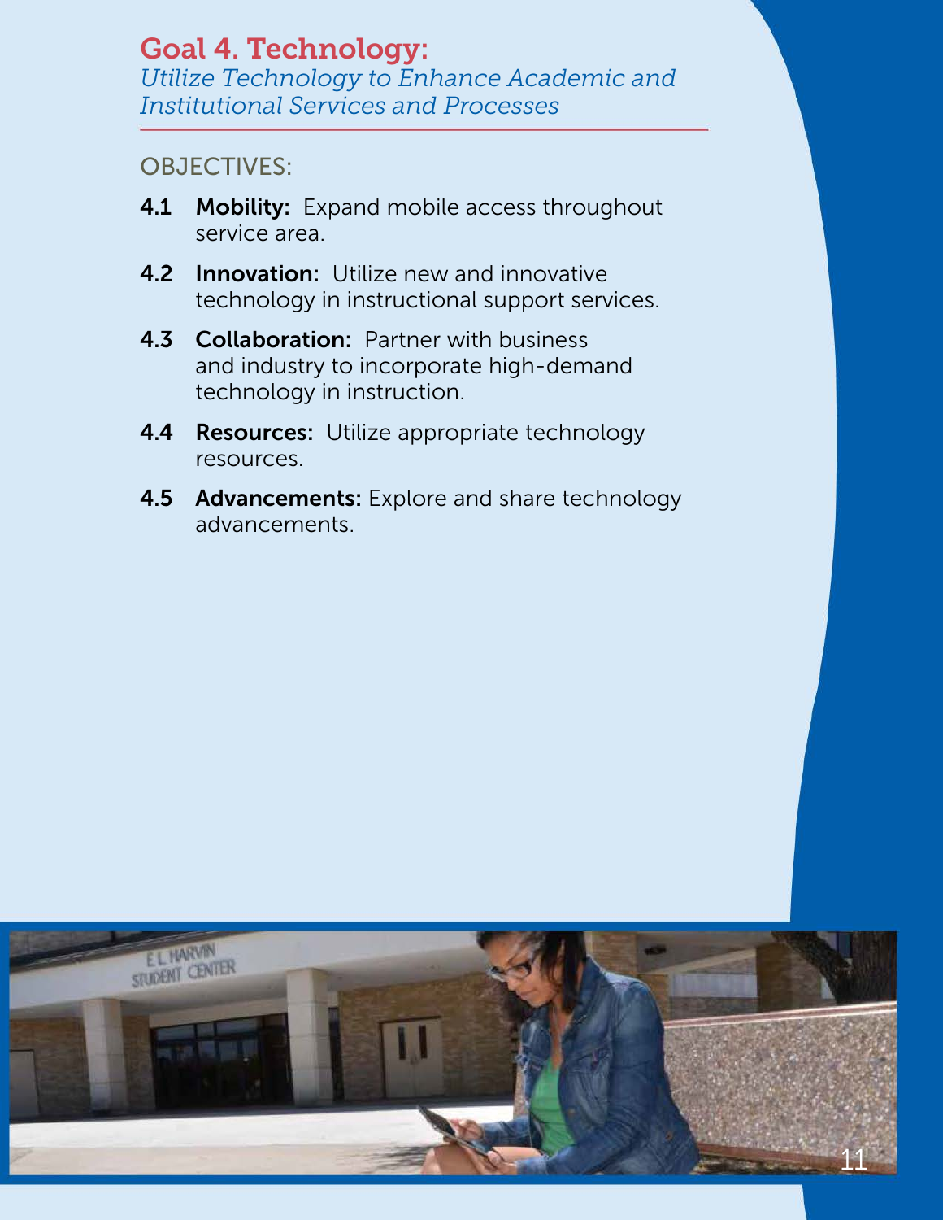## Goal 4. Technology:

*Utilize Technology to Enhance Academic and Institutional Services and Processes*

OBJECTIVES:

- **4.1 Mobility:** Expand mobile access throughout service area.
- **4.2 Innovation:** Utilize new and innovative technology in instructional support services.
- **4.3 Collaboration:** Partner with business and industry to incorporate high-demand technology in instruction.
- **4.4 Resources:** Utilize appropriate technology resources.
- **4.5 Advancements:** Explore and share technology advancements.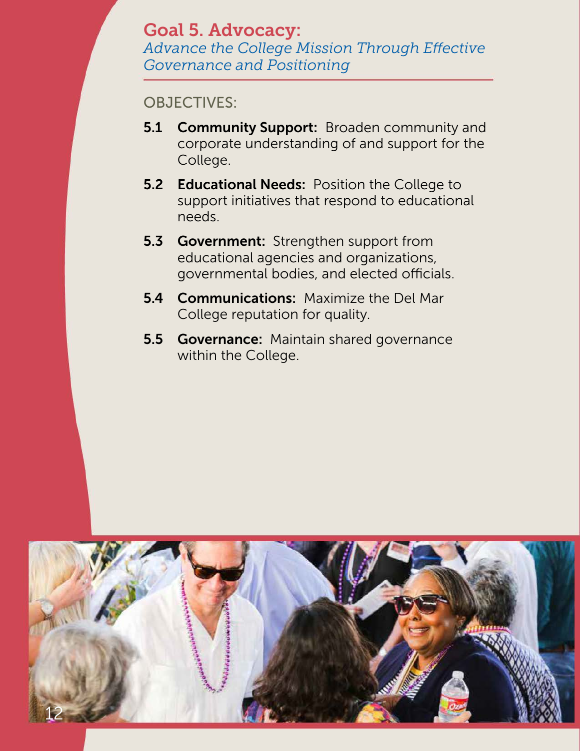## Goal 5. Advocacy:

*Advance the College Mission Through Effective Governance and Positioning*

OBJECTIVES:

**5.1 Community Support:** Broaden community and corporate understanding of and support for the College.

**5.2 Educational Needs:** Position the College to support initiatives that respond to educational needs.

**5.3 Government:** Strengthen support from educational agencies and organizations, governmental bodies, and elected officials.

**5.4 Communications:** Maximize the Del Mar College reputation for quality.

**5.5 Governance:** Maintain shared governance within the College.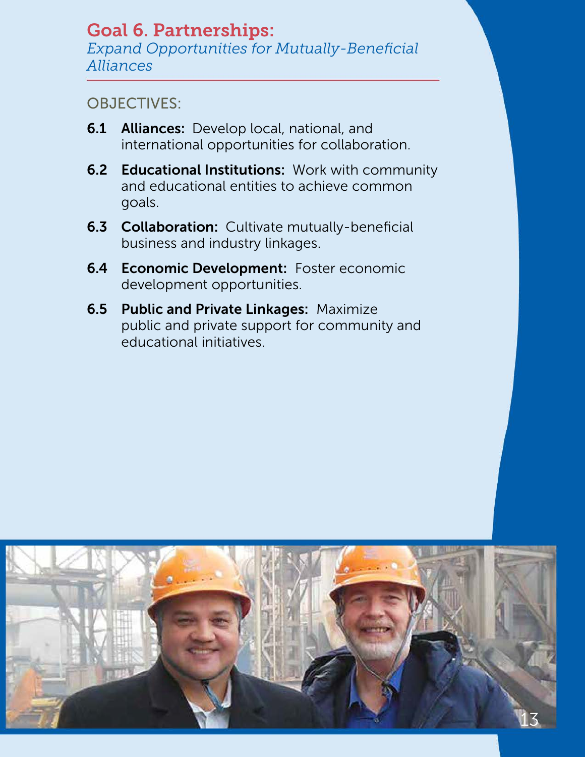# Goal 6. Partnerships:

*Expand Opportunities for Mutually-Beneficial Alliances*

OBJECTIVES:

- **6.1 Alliances:** Develop local, national, and international opportunities for collaboration.
- **6.2 Educational Institutions:** Work with community and educational entities to achieve common goals.
- **6.3 Collaboration:** Cultivate mutually-beneficial business and industry linkages.
- **6.4 Economic Development:** Foster economic development opportunities.
- **6.5 Public and Private Linkages:** Maximize public and private support for community and educational initiatives.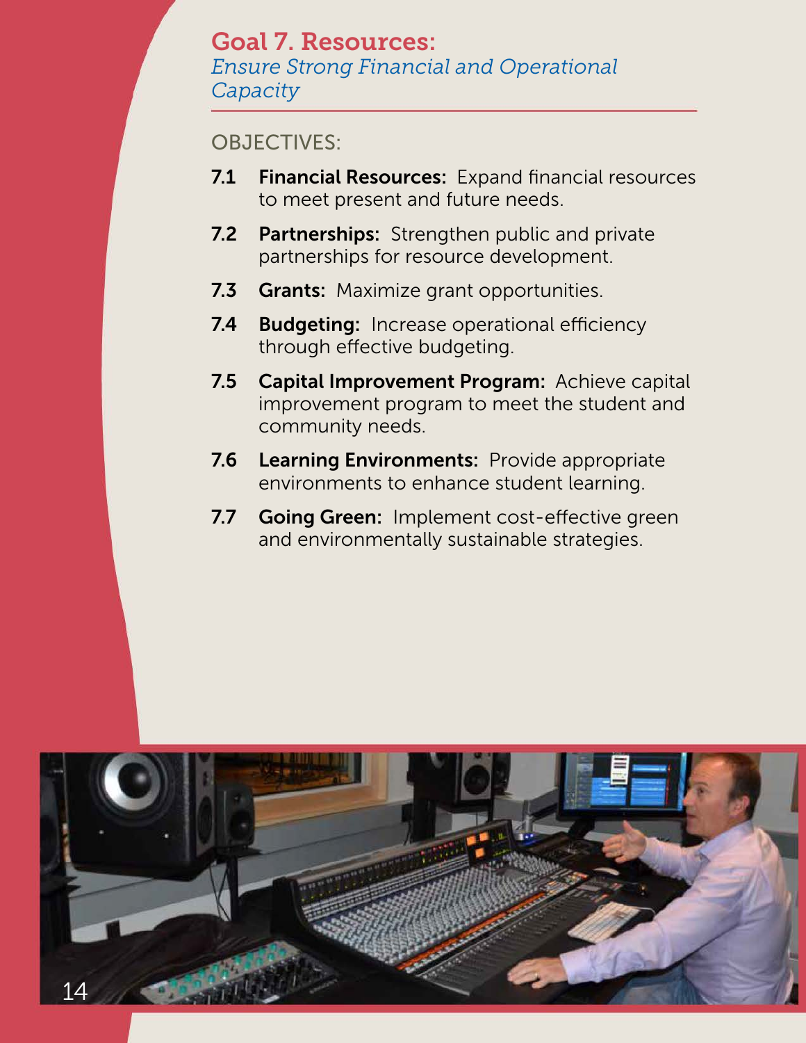## Goal 7. Resources:

*Ensure Strong Financial and Operational Capacity*

OBJECTIVES:

**7.1 Financial Resources:** Expand financial resources to meet present and future needs.

**7.2 Partnerships:** Strengthen public and private partnerships for resource development.

**7.3 Grants:** Maximize grant opportunities.

**7.4 Budgeting:** Increase operational efficiency through effective budgeting.

**7.5 Capital Improvement Program:** Achieve capital improvement program to meet the student and community needs.

**7.6 Learning Environments:** Provide appropriate environments to enhance student learning.

**7.7 Going Green:** Implement cost-effective green and environmentally sustainable strategies.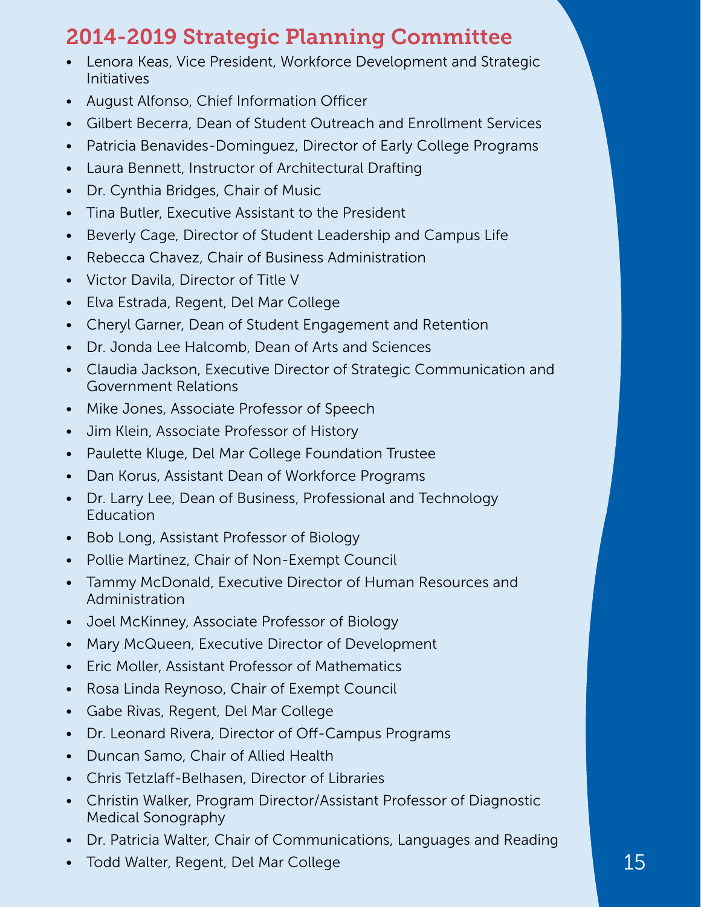## 2014-2019 Strategic Planning Committee

- Lenora Keas, Vice President, Workforce Development and Strategic Initiatives
- August Alfonso, Chief Information Officer
- Gilbert Becerra, Dean of Student Outreach and Enrollment Services
- Patricia Benavides-Dominguez, Director of Early College Programs
- Laura Bennett, Instructor of Architectural Drafting
- Dr. Cynthia Bridges, Chair of Music
- Tina Butler, Executive Assistant to the President
- Beverly Cage, Director of Student Leadership and Campus Life
- Rebecca Chavez, Chair of Business Administration
- Victor Davila, Director of Title V
- Elva Estrada, Regent, Del Mar College
- Cheryl Garner, Dean of Student Engagement and Retention
- Dr. Jonda Lee Halcomb, Dean of Arts and Sciences
- Claudia Jackson, Executive Director of Strategic Communication and Government Relations
- Mike Jones, Associate Professor of Speech
- Jim Klein, Associate Professor of History
- Paulette Kluge, Del Mar College Foundation Trustee
- Dan Korus, Assistant Dean of Workforce Programs
- Dr. Larry Lee, Dean of Business, Professional and Technology Education
- Bob Long, Assistant Professor of Biology
- Pollie Martinez, Chair of Non-Exempt Council
- Tammy McDonald, Executive Director of Human Resources and Administration
- Joel McKinney, Associate Professor of Biology
- Mary McQueen, Executive Director of Development
- Eric Moller, Assistant Professor of Mathematics
- Rosa Linda Reynoso, Chair of Exempt Council
- Gabe Rivas, Regent, Del Mar College
- Dr. Leonard Rivera, Director of Off-Campus Programs
- Duncan Samo, Chair of Allied Health
- Chris Tetzlaff-Belhasen, Director of Libraries
- Christin Walker, Program Director/Assistant Professor of Diagnostic Medical Sonography
- Dr. Patricia Walter, Chair of Communications, Languages and Reading
- Todd Walter, Regent, Del Mar College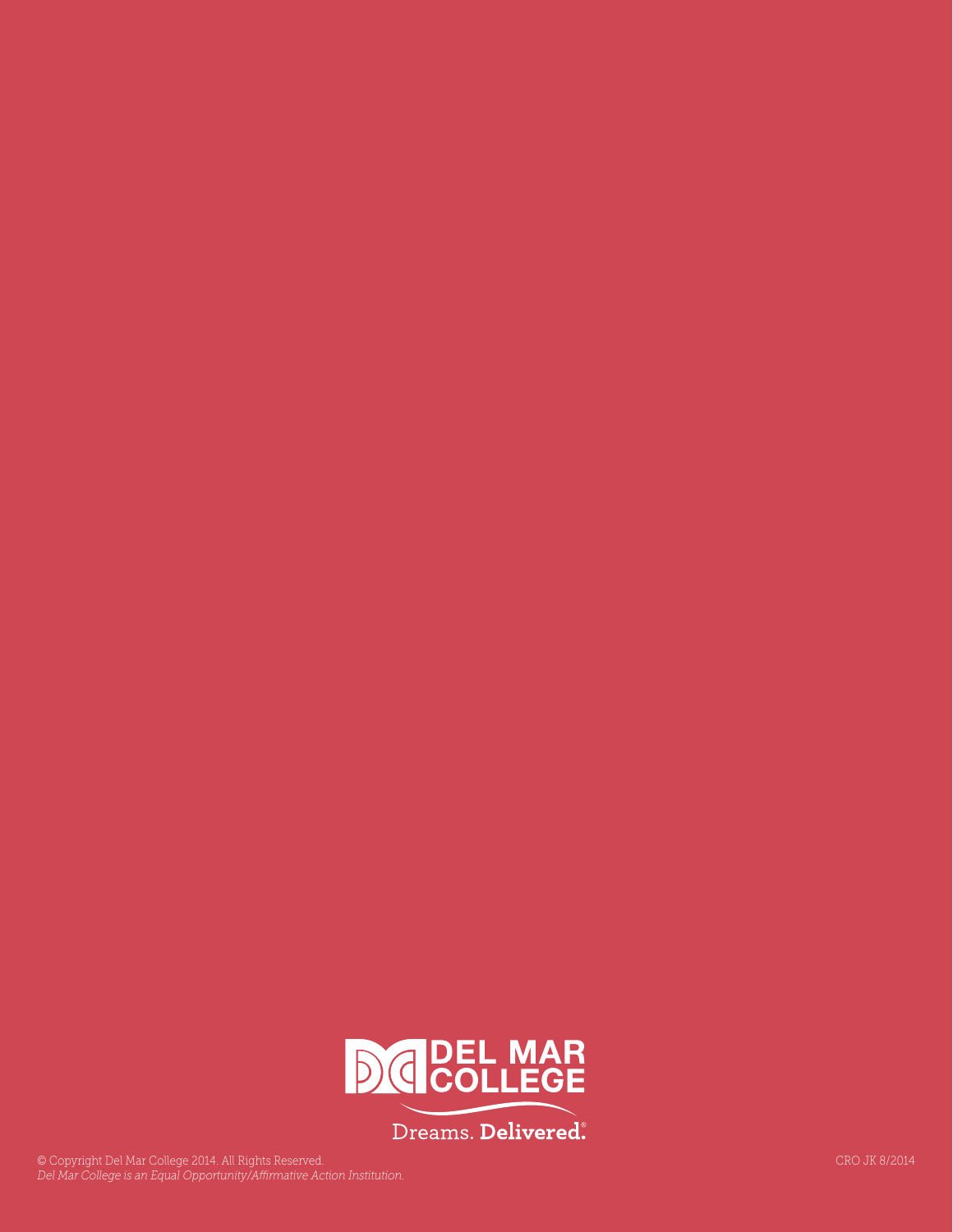DEL MAR COLLEGE

Dreams. **Delivered.**®

© Copyright Del Mar College 2014. All Rights Reserved.
*Del Mar College is an Equal Opportunity/Affirmative Action Institution.*

CRO JK 8/2014